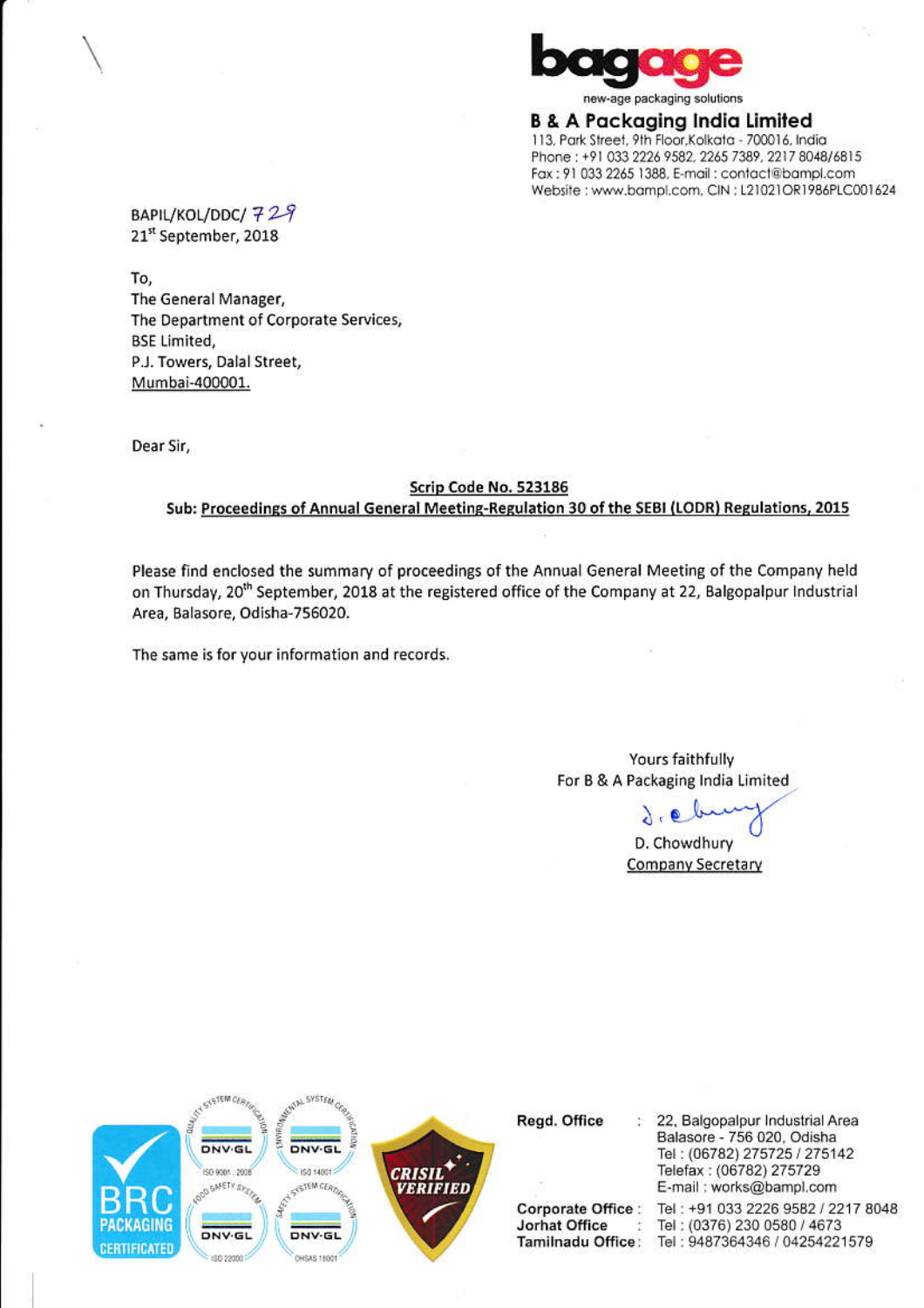bagage
new-age packaging solutions

**B & A Packaging India Limited**
113, Park Street, 9th Floor, Kolkata - 700016, India
Phone : +91 033 2226 9582, 2265 7389, 2217 8048/6815
Fax : 91 033 2265 1388, E-mail : contact@bampl.com
Website : www.bampl.com, CIN : L21021OR1986PLC001624

BAPIL/KOL/DDC/ 729
21st September, 2018

To,
The General Manager,
The Department of Corporate Services,
BSE Limited,
P.J. Towers, Dalal Street,
Mumbai-400001.

Dear Sir,

**Scrip Code No. 523186**
**Sub: Proceedings of Annual General Meeting-Regulation 30 of the SEBI (LODR) Regulations, 2015**

Please find enclosed the summary of proceedings of the Annual General Meeting of the Company held on Thursday, 20th September, 2018 at the registered office of the Company at 22, Balgopalpur Industrial Area, Balasore, Odisha-756020.

The same is for your information and records.

Yours faithfully
For B & A Packaging India Limited

D. Chowdhury
Company Secretary

**Regd. Office** : 22, Balgopalpur Industrial Area, Balasore - 756 020, Odisha, Tel : (06782) 275725 / 275142, Telefax : (06782) 275729, E-mail : works@bampl.com
**Corporate Office** : Tel : +91 033 2226 9582 / 2217 8048
**Jorhat Office** : Tel : (0376) 230 0580 / 4673
**Tamilnadu Office** : Tel : 9487364346 / 04254221579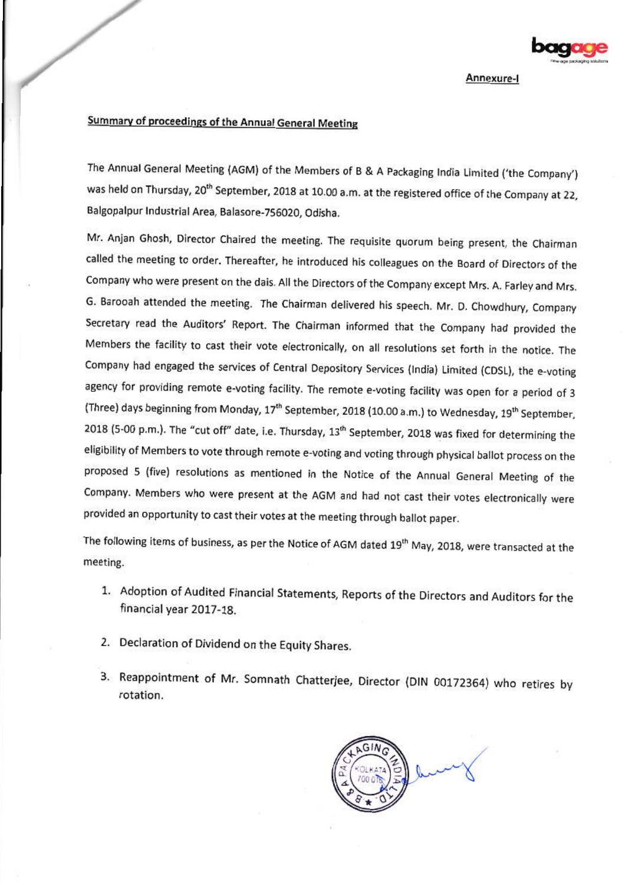Annexure-I

## Summary of proceedings of the Annual General Meeting

The Annual General Meeting (AGM) of the Members of B & A Packaging India Limited ('the Company') was held on Thursday, 20th September, 2018 at 10.00 a.m. at the registered office of the Company at 22, Balgopalpur Industrial Area, Balasore-756020, Odisha.

Mr. Anjan Ghosh, Director Chaired the meeting. The requisite quorum being present, the Chairman called the meeting to order. Thereafter, he introduced his colleagues on the Board of Directors of the Company who were present on the dais. All the Directors of the Company except Mrs. A. Farley and Mrs. G. Barooah attended the meeting. The Chairman delivered his speech. Mr. D. Chowdhury, Company Secretary read the Auditors' Report. The Chairman informed that the Company had provided the Members the facility to cast their vote electronically, on all resolutions set forth in the notice. The Company had engaged the services of Central Depository Services (India) Limited (CDSL), the e-voting agency for providing remote e-voting facility. The remote e-voting facility was open for a period of 3 (Three) days beginning from Monday, 17th September, 2018 (10.00 a.m.) to Wednesday, 19th September, 2018 (5-00 p.m.). The "cut off" date, i.e. Thursday, 13th September, 2018 was fixed for determining the eligibility of Members to vote through remote e-voting and voting through physical ballot process on the proposed 5 (five) resolutions as mentioned in the Notice of the Annual General Meeting of the Company. Members who were present at the AGM and had not cast their votes electronically were provided an opportunity to cast their votes at the meeting through ballot paper.

The following items of business, as per the Notice of AGM dated 19th May, 2018, were transacted at the meeting.

1. Adoption of Audited Financial Statements, Reports of the Directors and Auditors for the financial year 2017-18.
2. Declaration of Dividend on the Equity Shares.
3. Reappointment of Mr. Somnath Chatterjee, Director (DIN 00172364) who retires by rotation.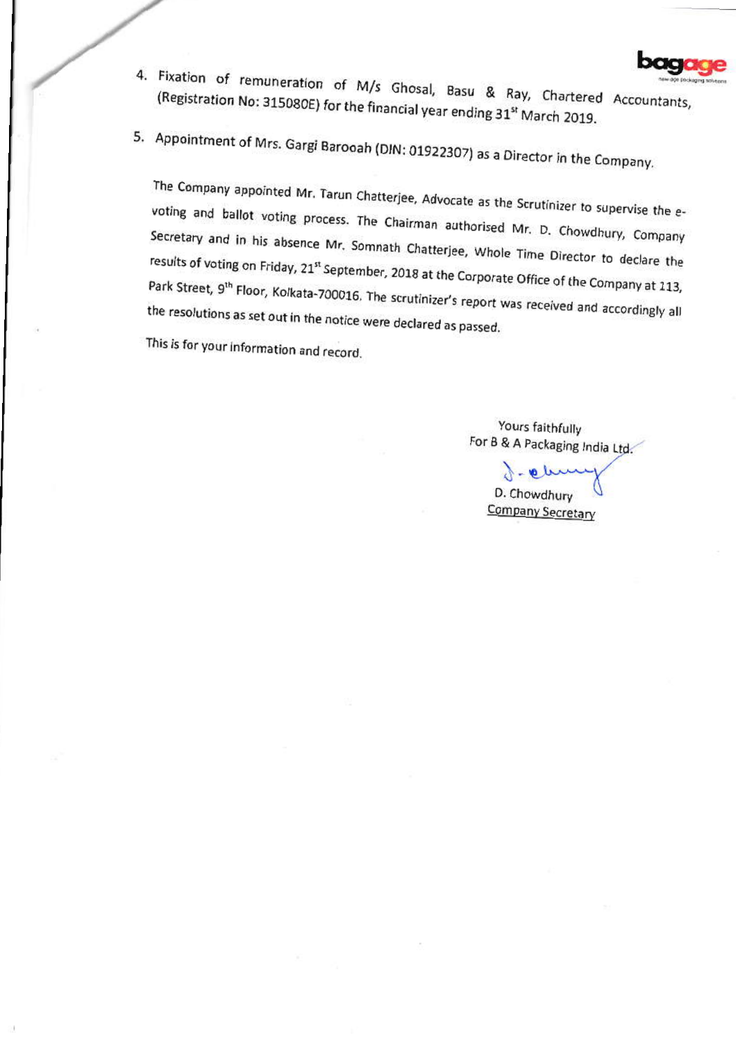4. Fixation of remuneration of M/s Ghosal, Basu & Ray, Chartered Accountants, (Registration No: 315080E) for the financial year ending 31st March 2019.

5. Appointment of Mrs. Gargi Barooah (DIN: 01922307) as a Director in the Company.

The Company appointed Mr. Tarun Chatterjee, Advocate as the Scrutinizer to supervise the e-voting and ballot voting process. The Chairman authorised Mr. D. Chowdhury, Company Secretary and in his absence Mr. Somnath Chatterjee, Whole Time Director to declare the results of voting on Friday, 21st September, 2018 at the Corporate Office of the Company at 113, Park Street, 9th Floor, Kolkata-700016. The scrutinizer's report was received and accordingly all the resolutions as set out in the notice were declared as passed.

This is for your information and record.

Yours faithfully
For B & A Packaging India Ltd.

D. Chowdhury
Company Secretary